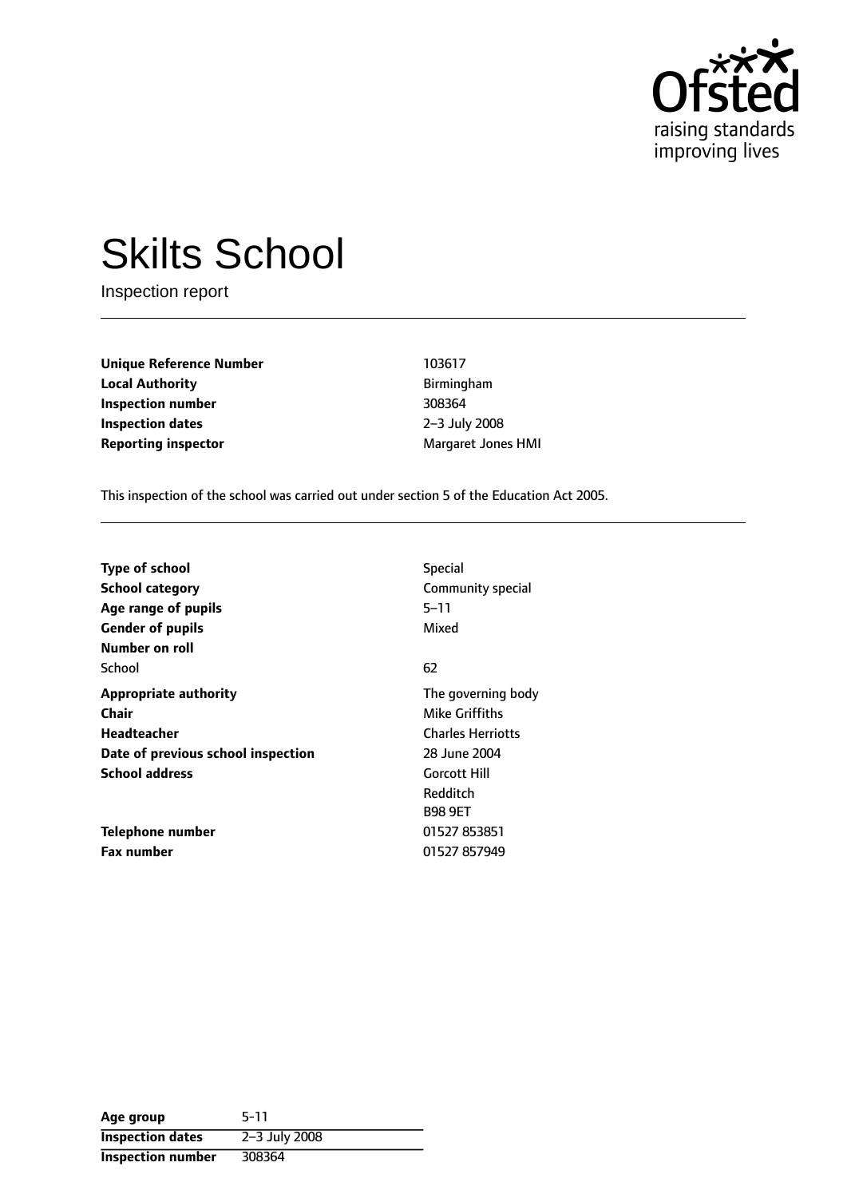# Skilts School

Inspection report

| | |
|---|---|
| **Unique Reference Number** | 103617 |
| **Local Authority** | Birmingham |
| **Inspection number** | 308364 |
| **Inspection dates** | 2–3 July 2008 |
| **Reporting inspector** | Margaret Jones HMI |

This inspection of the school was carried out under section 5 of the Education Act 2005.

| | |
|---|---|
| **Type of school** | Special |
| **School category** | Community special |
| **Age range of pupils** | 5–11 |
| **Gender of pupils** | Mixed |
| **Number on roll** | |
| School | 62 |
| **Appropriate authority** | The governing body |
| **Chair** | Mike Griffiths |
| **Headteacher** | Charles Herriotts |
| **Date of previous school inspection** | 28 June 2004 |
| **School address** | Gorcott Hill<br>Redditch<br>B98 9ET |
| **Telephone number** | 01527 853851 |
| **Fax number** | 01527 857949 |

| | |
|---|---|
| **Age group** | 5-11 |
| **Inspection dates** | 2–3 July 2008 |
| **Inspection number** | 308364 |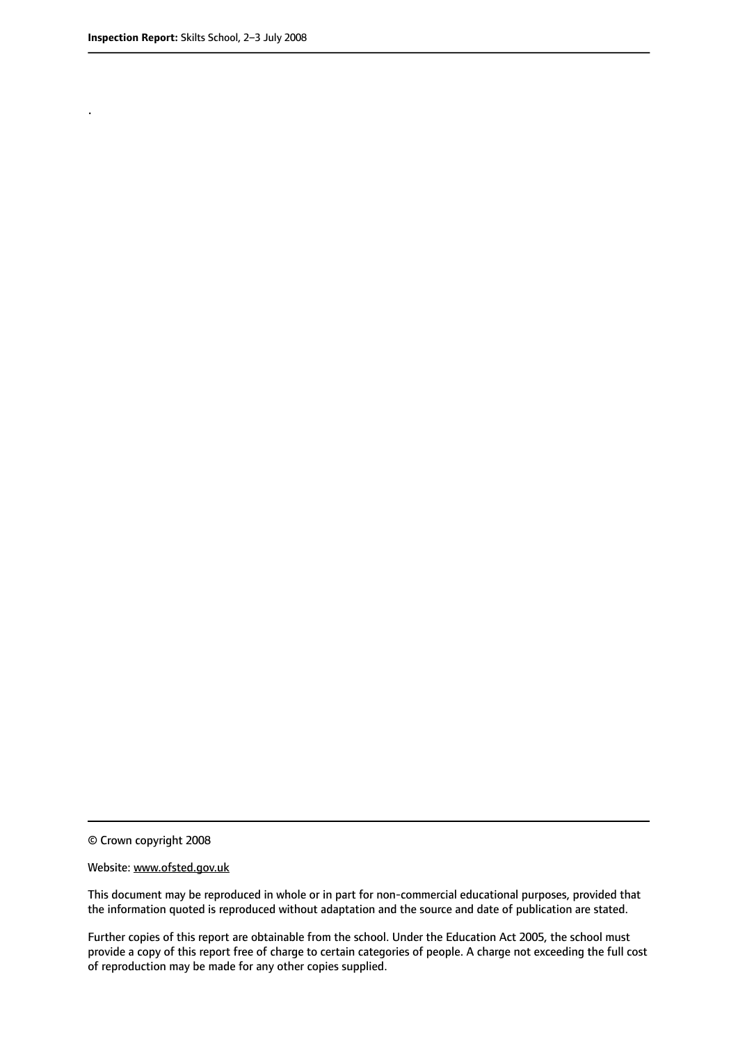.

© Crown copyright 2008

Website: www.ofsted.gov.uk

This document may be reproduced in whole or in part for non-commercial educational purposes, provided that the information quoted is reproduced without adaptation and the source and date of publication are stated.

Further copies of this report are obtainable from the school. Under the Education Act 2005, the school must provide a copy of this report free of charge to certain categories of people. A charge not exceeding the full cost of reproduction may be made for any other copies supplied.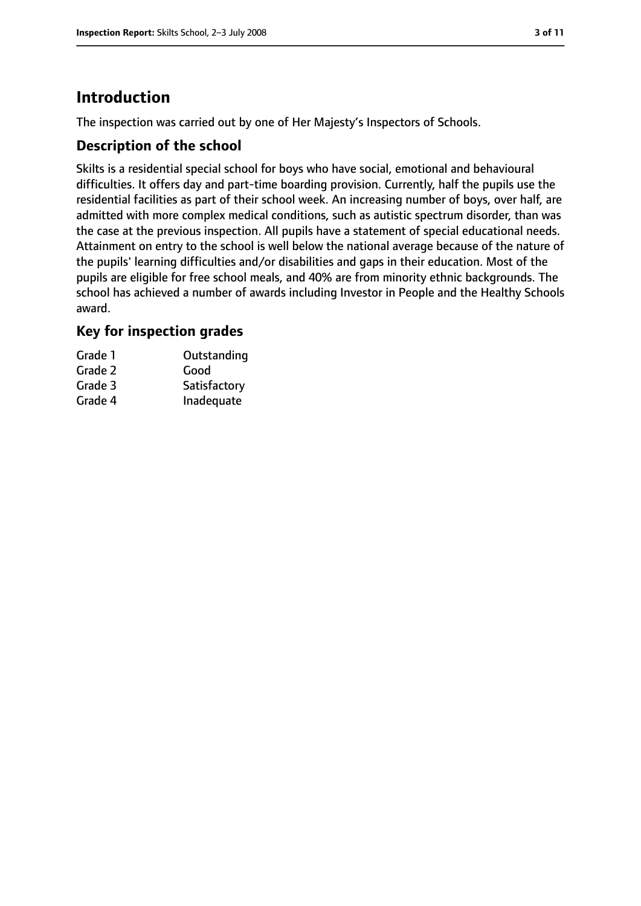# Introduction

The inspection was carried out by one of Her Majesty's Inspectors of Schools.

## Description of the school

Skilts is a residential special school for boys who have social, emotional and behavioural difficulties. It offers day and part-time boarding provision. Currently, half the pupils use the residential facilities as part of their school week. An increasing number of boys, over half, are admitted with more complex medical conditions, such as autistic spectrum disorder, than was the case at the previous inspection. All pupils have a statement of special educational needs. Attainment on entry to the school is well below the national average because of the nature of the pupils' learning difficulties and/or disabilities and gaps in their education. Most of the pupils are eligible for free school meals, and 40% are from minority ethnic backgrounds. The school has achieved a number of awards including Investor in People and the Healthy Schools award.

## Key for inspection grades

| | |
|---|---|
| Grade 1 | Outstanding |
| Grade 2 | Good |
| Grade 3 | Satisfactory |
| Grade 4 | Inadequate |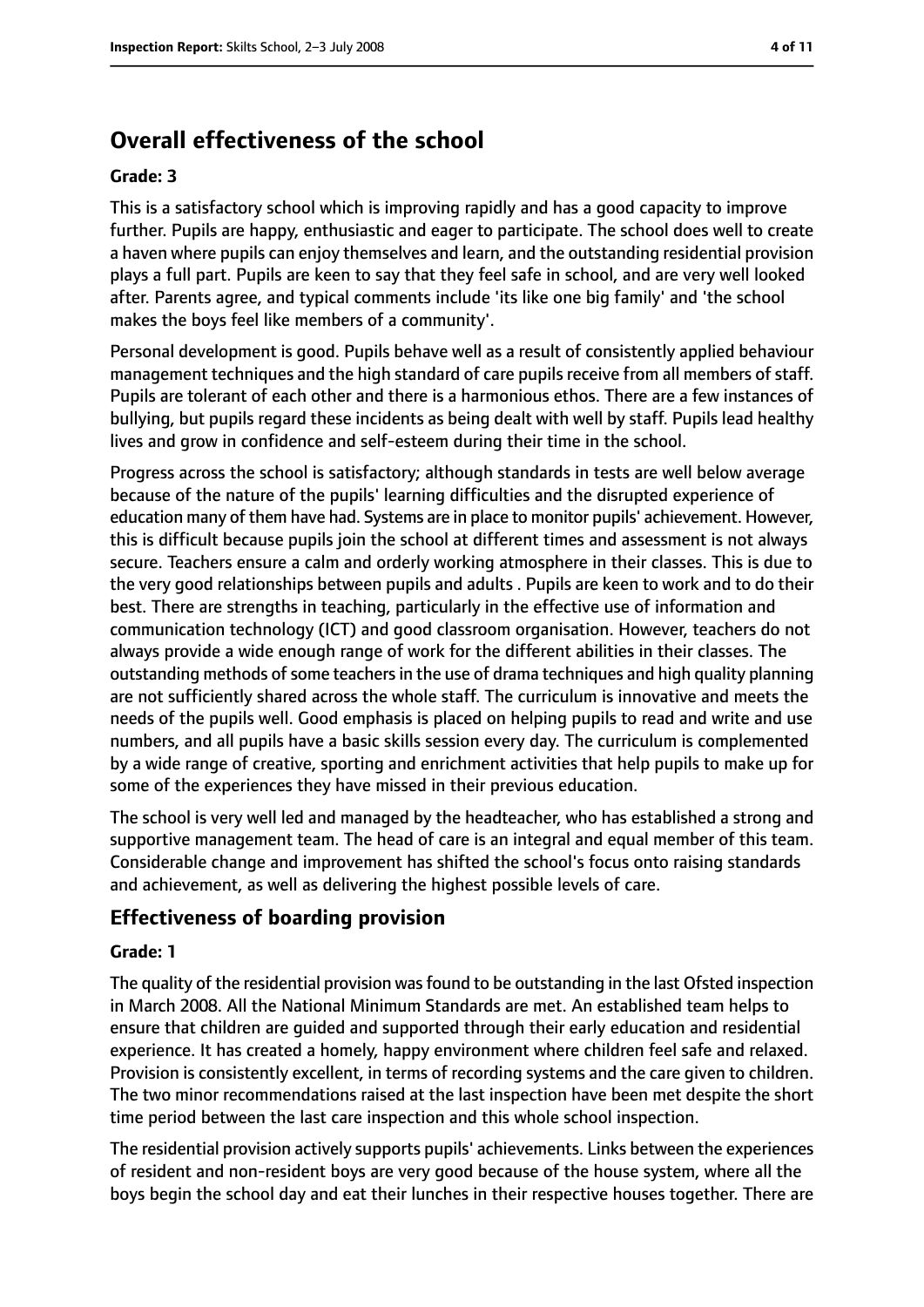## Overall effectiveness of the school

**Grade: 3**

This is a satisfactory school which is improving rapidly and has a good capacity to improve further. Pupils are happy, enthusiastic and eager to participate. The school does well to create a haven where pupils can enjoy themselves and learn, and the outstanding residential provision plays a full part. Pupils are keen to say that they feel safe in school, and are very well looked after. Parents agree, and typical comments include 'its like one big family' and 'the school makes the boys feel like members of a community'.

Personal development is good. Pupils behave well as a result of consistently applied behaviour management techniques and the high standard of care pupils receive from all members of staff. Pupils are tolerant of each other and there is a harmonious ethos. There are a few instances of bullying, but pupils regard these incidents as being dealt with well by staff. Pupils lead healthy lives and grow in confidence and self-esteem during their time in the school.

Progress across the school is satisfactory; although standards in tests are well below average because of the nature of the pupils' learning difficulties and the disrupted experience of education many of them have had. Systems are in place to monitor pupils' achievement. However, this is difficult because pupils join the school at different times and assessment is not always secure. Teachers ensure a calm and orderly working atmosphere in their classes. This is due to the very good relationships between pupils and adults . Pupils are keen to work and to do their best. There are strengths in teaching, particularly in the effective use of information and communication technology (ICT) and good classroom organisation. However, teachers do not always provide a wide enough range of work for the different abilities in their classes. The outstanding methods of some teachers in the use of drama techniques and high quality planning are not sufficiently shared across the whole staff. The curriculum is innovative and meets the needs of the pupils well. Good emphasis is placed on helping pupils to read and write and use numbers, and all pupils have a basic skills session every day. The curriculum is complemented by a wide range of creative, sporting and enrichment activities that help pupils to make up for some of the experiences they have missed in their previous education.

The school is very well led and managed by the headteacher, who has established a strong and supportive management team. The head of care is an integral and equal member of this team. Considerable change and improvement has shifted the school's focus onto raising standards and achievement, as well as delivering the highest possible levels of care.

### Effectiveness of boarding provision

**Grade: 1**

The quality of the residential provision was found to be outstanding in the last Ofsted inspection in March 2008. All the National Minimum Standards are met. An established team helps to ensure that children are guided and supported through their early education and residential experience. It has created a homely, happy environment where children feel safe and relaxed. Provision is consistently excellent, in terms of recording systems and the care given to children. The two minor recommendations raised at the last inspection have been met despite the short time period between the last care inspection and this whole school inspection.

The residential provision actively supports pupils' achievements. Links between the experiences of resident and non-resident boys are very good because of the house system, where all the boys begin the school day and eat their lunches in their respective houses together. There are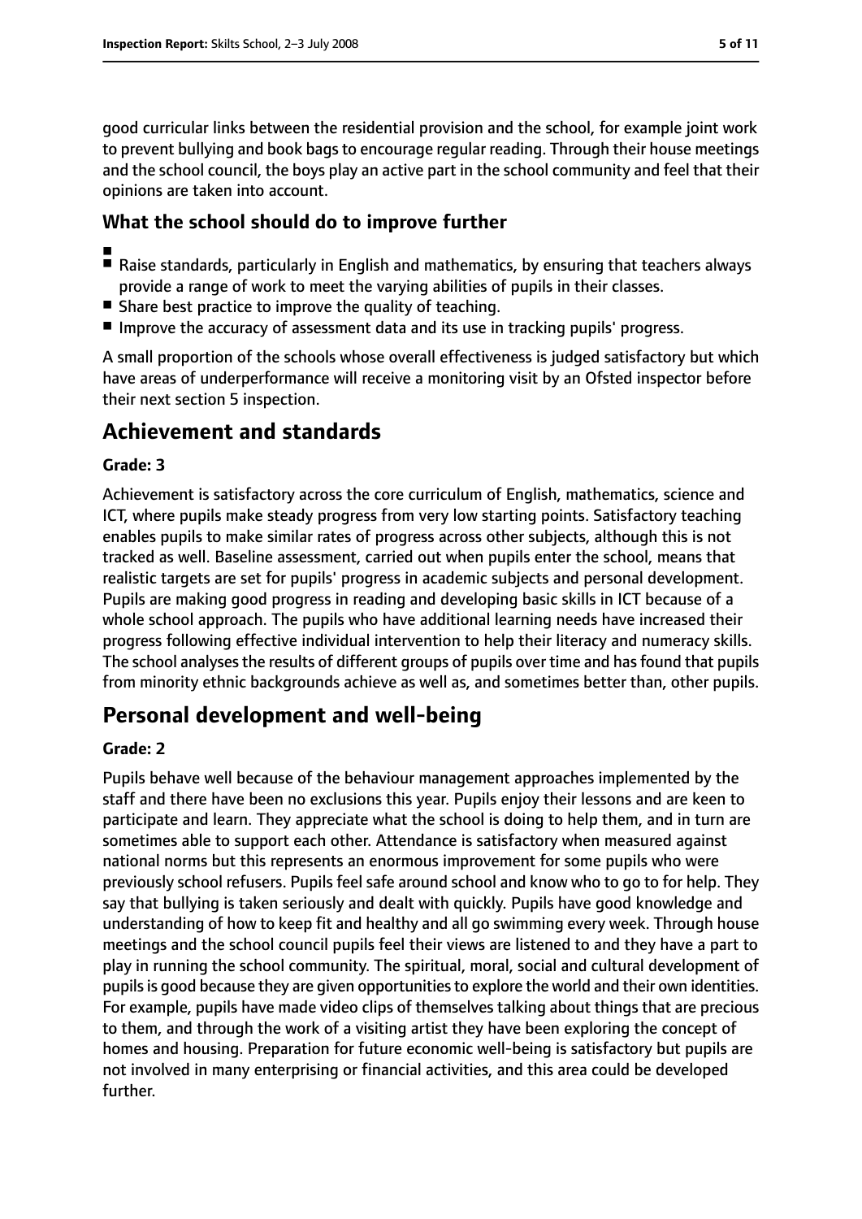good curricular links between the residential provision and the school, for example joint work to prevent bullying and book bags to encourage regular reading. Through their house meetings and the school council, the boys play an active part in the school community and feel that their opinions are taken into account.

### What the school should do to improve further

- Raise standards, particularly in English and mathematics, by ensuring that teachers always provide a range of work to meet the varying abilities of pupils in their classes.
- Share best practice to improve the quality of teaching.
- Improve the accuracy of assessment data and its use in tracking pupils' progress.

A small proportion of the schools whose overall effectiveness is judged satisfactory but which have areas of underperformance will receive a monitoring visit by an Ofsted inspector before their next section 5 inspection.

## Achievement and standards

**Grade: 3**

Achievement is satisfactory across the core curriculum of English, mathematics, science and ICT, where pupils make steady progress from very low starting points. Satisfactory teaching enables pupils to make similar rates of progress across other subjects, although this is not tracked as well. Baseline assessment, carried out when pupils enter the school, means that realistic targets are set for pupils' progress in academic subjects and personal development. Pupils are making good progress in reading and developing basic skills in ICT because of a whole school approach. The pupils who have additional learning needs have increased their progress following effective individual intervention to help their literacy and numeracy skills. The school analyses the results of different groups of pupils over time and has found that pupils from minority ethnic backgrounds achieve as well as, and sometimes better than, other pupils.

## Personal development and well-being

**Grade: 2**

Pupils behave well because of the behaviour management approaches implemented by the staff and there have been no exclusions this year. Pupils enjoy their lessons and are keen to participate and learn. They appreciate what the school is doing to help them, and in turn are sometimes able to support each other. Attendance is satisfactory when measured against national norms but this represents an enormous improvement for some pupils who were previously school refusers. Pupils feel safe around school and know who to go to for help. They say that bullying is taken seriously and dealt with quickly. Pupils have good knowledge and understanding of how to keep fit and healthy and all go swimming every week. Through house meetings and the school council pupils feel their views are listened to and they have a part to play in running the school community. The spiritual, moral, social and cultural development of pupils is good because they are given opportunities to explore the world and their own identities. For example, pupils have made video clips of themselves talking about things that are precious to them, and through the work of a visiting artist they have been exploring the concept of homes and housing. Preparation for future economic well-being is satisfactory but pupils are not involved in many enterprising or financial activities, and this area could be developed further.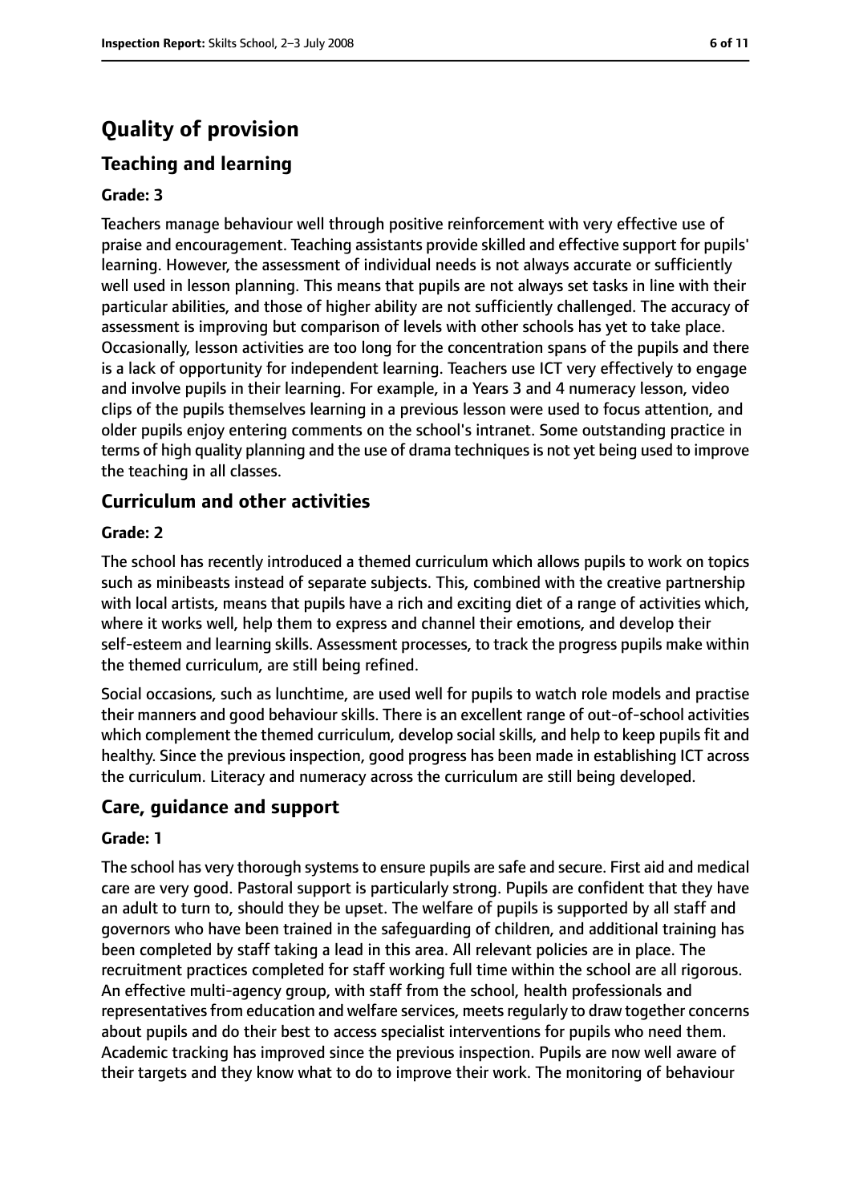# Quality of provision

## Teaching and learning

### Grade: 3

Teachers manage behaviour well through positive reinforcement with very effective use of praise and encouragement. Teaching assistants provide skilled and effective support for pupils' learning. However, the assessment of individual needs is not always accurate or sufficiently well used in lesson planning. This means that pupils are not always set tasks in line with their particular abilities, and those of higher ability are not sufficiently challenged. The accuracy of assessment is improving but comparison of levels with other schools has yet to take place. Occasionally, lesson activities are too long for the concentration spans of the pupils and there is a lack of opportunity for independent learning. Teachers use ICT very effectively to engage and involve pupils in their learning. For example, in a Years 3 and 4 numeracy lesson, video clips of the pupils themselves learning in a previous lesson were used to focus attention, and older pupils enjoy entering comments on the school's intranet. Some outstanding practice in terms of high quality planning and the use of drama techniques is not yet being used to improve the teaching in all classes.

## Curriculum and other activities

### Grade: 2

The school has recently introduced a themed curriculum which allows pupils to work on topics such as minibeasts instead of separate subjects. This, combined with the creative partnership with local artists, means that pupils have a rich and exciting diet of a range of activities which, where it works well, help them to express and channel their emotions, and develop their self-esteem and learning skills. Assessment processes, to track the progress pupils make within the themed curriculum, are still being refined.

Social occasions, such as lunchtime, are used well for pupils to watch role models and practise their manners and good behaviour skills. There is an excellent range of out-of-school activities which complement the themed curriculum, develop social skills, and help to keep pupils fit and healthy. Since the previous inspection, good progress has been made in establishing ICT across the curriculum. Literacy and numeracy across the curriculum are still being developed.

## Care, guidance and support

### Grade: 1

The school has very thorough systems to ensure pupils are safe and secure. First aid and medical care are very good. Pastoral support is particularly strong. Pupils are confident that they have an adult to turn to, should they be upset. The welfare of pupils is supported by all staff and governors who have been trained in the safeguarding of children, and additional training has been completed by staff taking a lead in this area. All relevant policies are in place. The recruitment practices completed for staff working full time within the school are all rigorous. An effective multi-agency group, with staff from the school, health professionals and representatives from education and welfare services, meets regularly to draw together concerns about pupils and do their best to access specialist interventions for pupils who need them. Academic tracking has improved since the previous inspection. Pupils are now well aware of their targets and they know what to do to improve their work. The monitoring of behaviour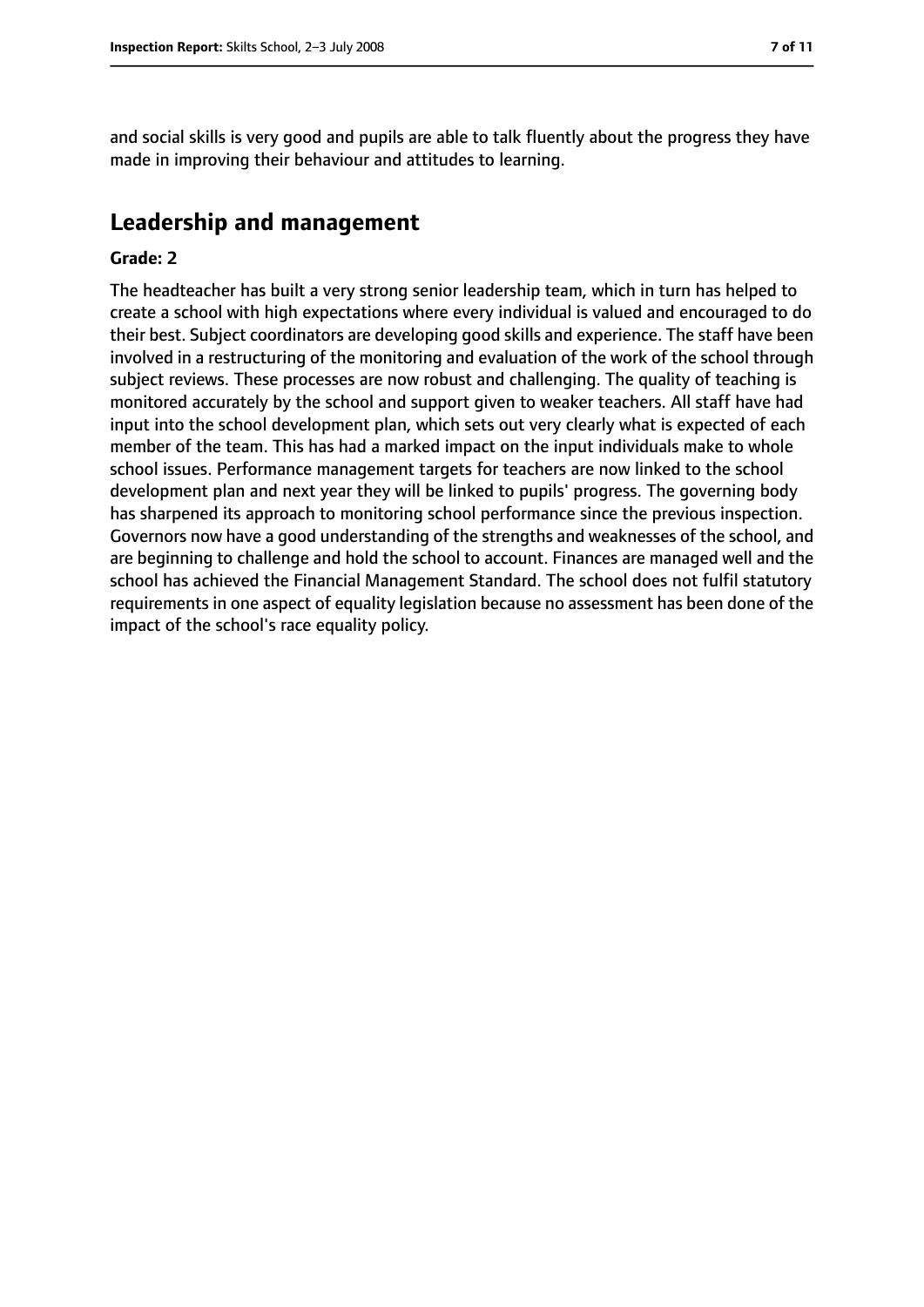and social skills is very good and pupils are able to talk fluently about the progress they have made in improving their behaviour and attitudes to learning.

## Leadership and management

**Grade: 2**

The headteacher has built a very strong senior leadership team, which in turn has helped to create a school with high expectations where every individual is valued and encouraged to do their best. Subject coordinators are developing good skills and experience. The staff have been involved in a restructuring of the monitoring and evaluation of the work of the school through subject reviews. These processes are now robust and challenging. The quality of teaching is monitored accurately by the school and support given to weaker teachers. All staff have had input into the school development plan, which sets out very clearly what is expected of each member of the team. This has had a marked impact on the input individuals make to whole school issues. Performance management targets for teachers are now linked to the school development plan and next year they will be linked to pupils' progress. The governing body has sharpened its approach to monitoring school performance since the previous inspection. Governors now have a good understanding of the strengths and weaknesses of the school, and are beginning to challenge and hold the school to account. Finances are managed well and the school has achieved the Financial Management Standard. The school does not fulfil statutory requirements in one aspect of equality legislation because no assessment has been done of the impact of the school's race equality policy.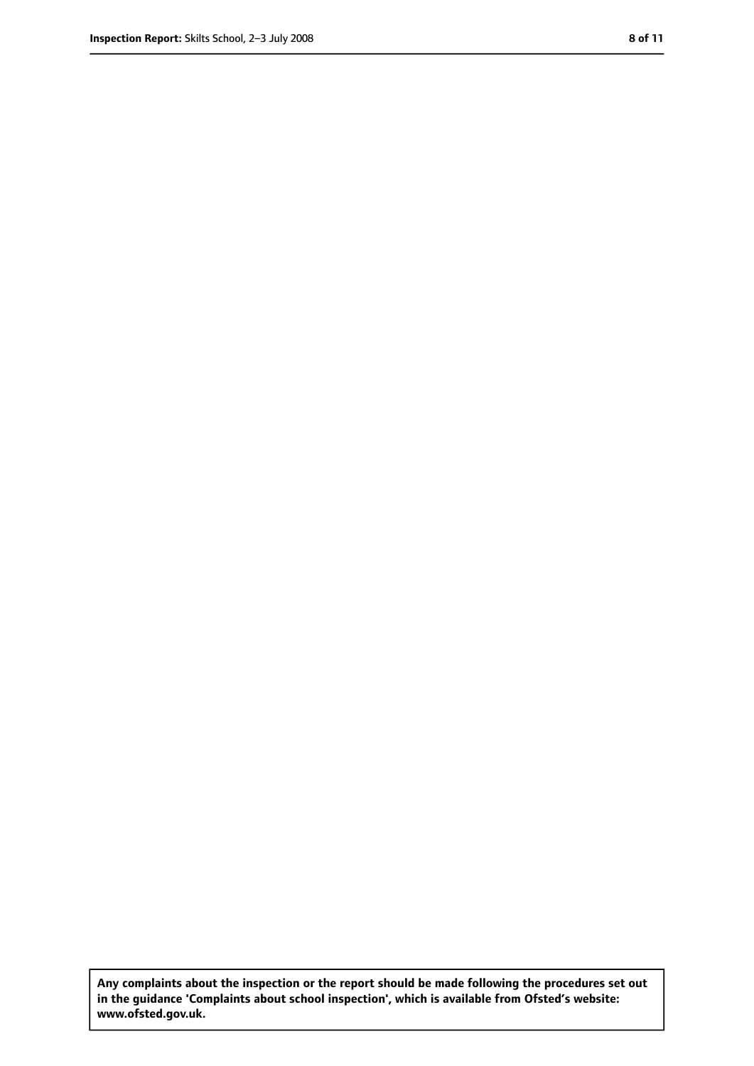**Any complaints about the inspection or the report should be made following the procedures set out in the guidance 'Complaints about school inspection', which is available from Ofsted's website: www.ofsted.gov.uk.**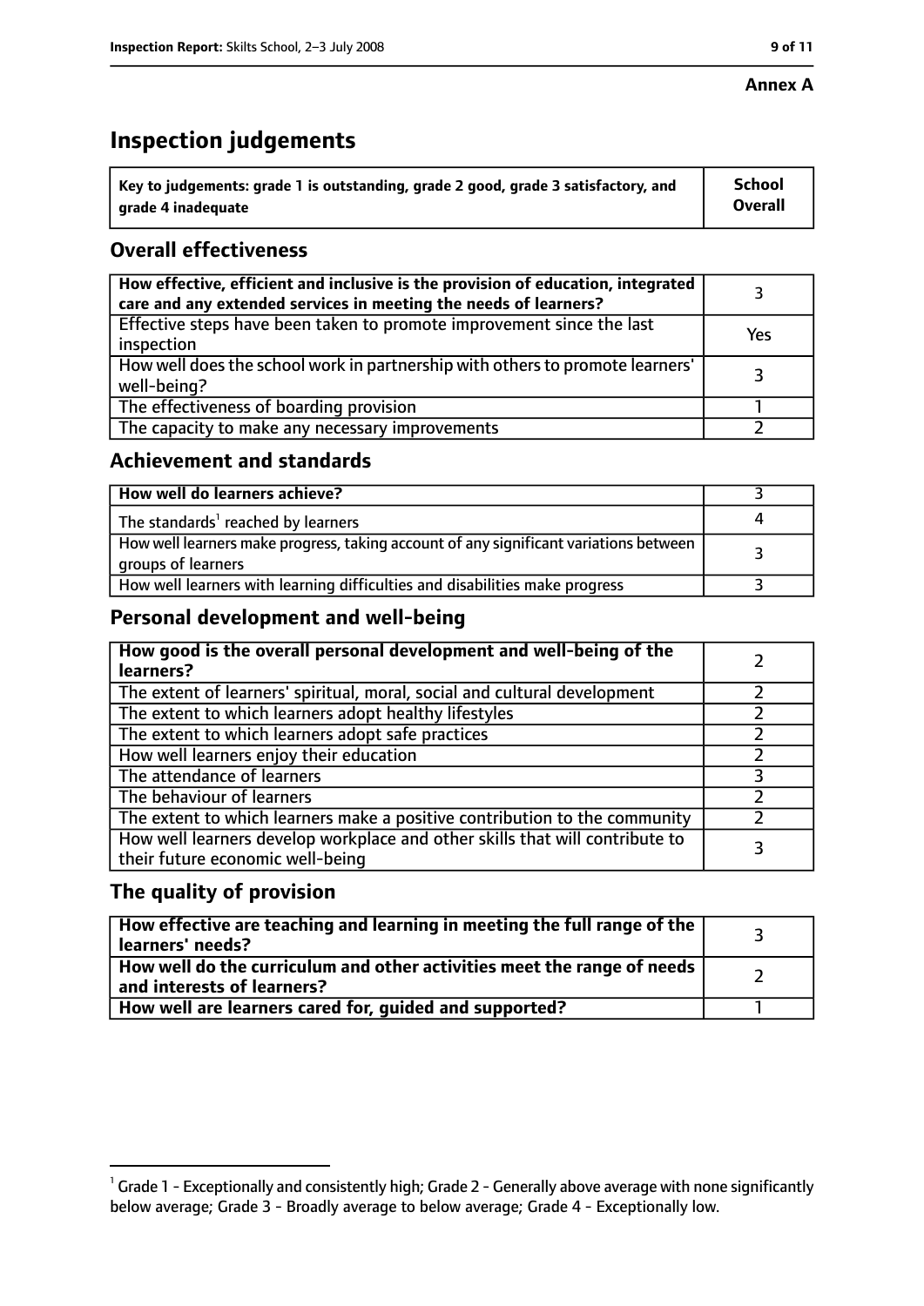**Annex A**

# Inspection judgements

| Key to judgements: grade 1 is outstanding, grade 2 good, grade 3 satisfactory, and grade 4 inadequate | School Overall |
|---|---|

## Overall effectiveness

| | |
|---|---|
| **How effective, efficient and inclusive is the provision of education, integrated care and any extended services in meeting the needs of learners?** | 3 |
| Effective steps have been taken to promote improvement since the last inspection | Yes |
| How well does the school work in partnership with others to promote learners' well-being? | 3 |
| The effectiveness of boarding provision | 1 |
| The capacity to make any necessary improvements | 2 |

## Achievement and standards

| | |
|---|---|
| **How well do learners achieve?** | 3 |
| The standards[1] reached by learners | 4 |
| How well learners make progress, taking account of any significant variations between groups of learners | 3 |
| How well learners with learning difficulties and disabilities make progress | 3 |

## Personal development and well-being

| | |
|---|---|
| **How good is the overall personal development and well-being of the learners?** | 2 |
| The extent of learners' spiritual, moral, social and cultural development | 2 |
| The extent to which learners adopt healthy lifestyles | 2 |
| The extent to which learners adopt safe practices | 2 |
| How well learners enjoy their education | 2 |
| The attendance of learners | 3 |
| The behaviour of learners | 2 |
| The extent to which learners make a positive contribution to the community | 2 |
| How well learners develop workplace and other skills that will contribute to their future economic well-being | 3 |

## The quality of provision

| | |
|---|---|
| **How effective are teaching and learning in meeting the full range of the learners' needs?** | 3 |
| **How well do the curriculum and other activities meet the range of needs and interests of learners?** | 2 |
| **How well are learners cared for, guided and supported?** | 1 |

[1] Grade 1 - Exceptionally and consistently high; Grade 2 - Generally above average with none significantly below average; Grade 3 - Broadly average to below average; Grade 4 - Exceptionally low.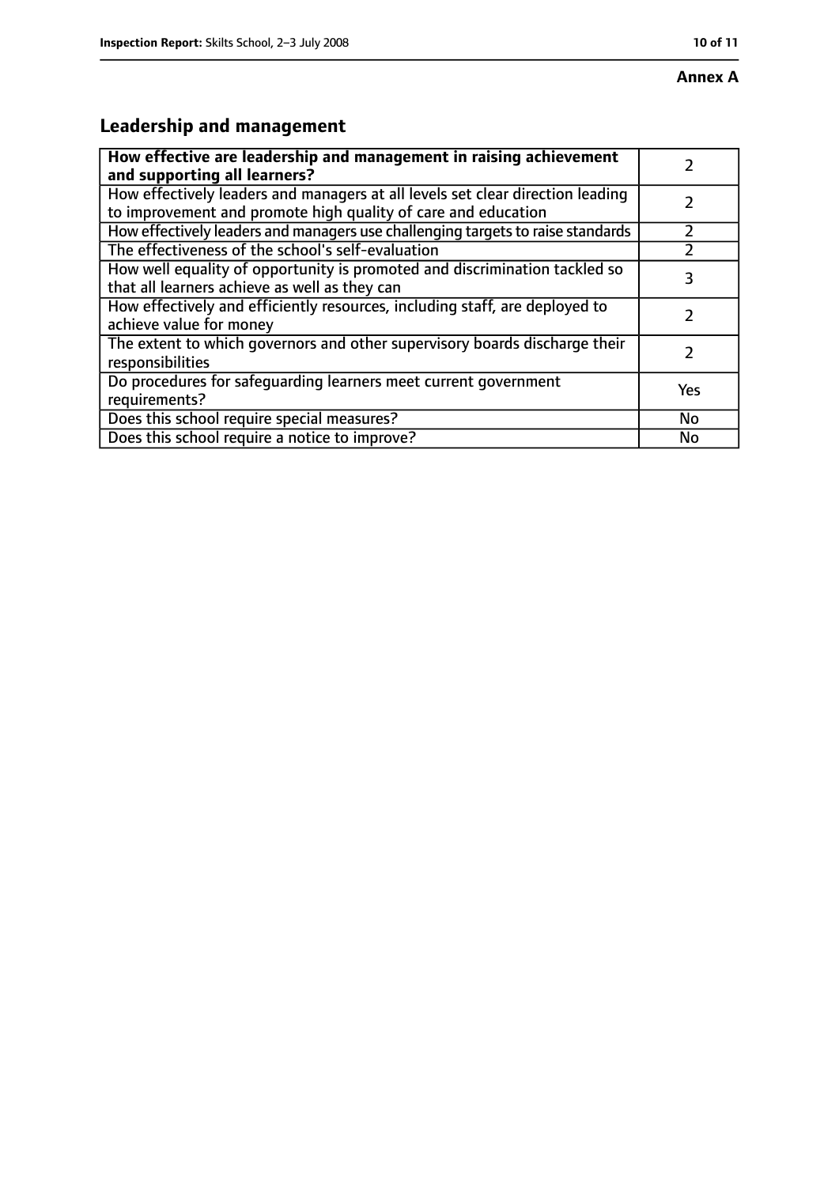**Annex A**

## Leadership and management

| **How effective are leadership and management in raising achievement and supporting all learners?** | 2 |
|---|---|
| How effectively leaders and managers at all levels set clear direction leading to improvement and promote high quality of care and education | 2 |
| How effectively leaders and managers use challenging targets to raise standards | 2 |
| The effectiveness of the school's self-evaluation | 2 |
| How well equality of opportunity is promoted and discrimination tackled so that all learners achieve as well as they can | 3 |
| How effectively and efficiently resources, including staff, are deployed to achieve value for money | 2 |
| The extent to which governors and other supervisory boards discharge their responsibilities | 2 |
| Do procedures for safeguarding learners meet current government requirements? | Yes |
| Does this school require special measures? | No |
| Does this school require a notice to improve? | No |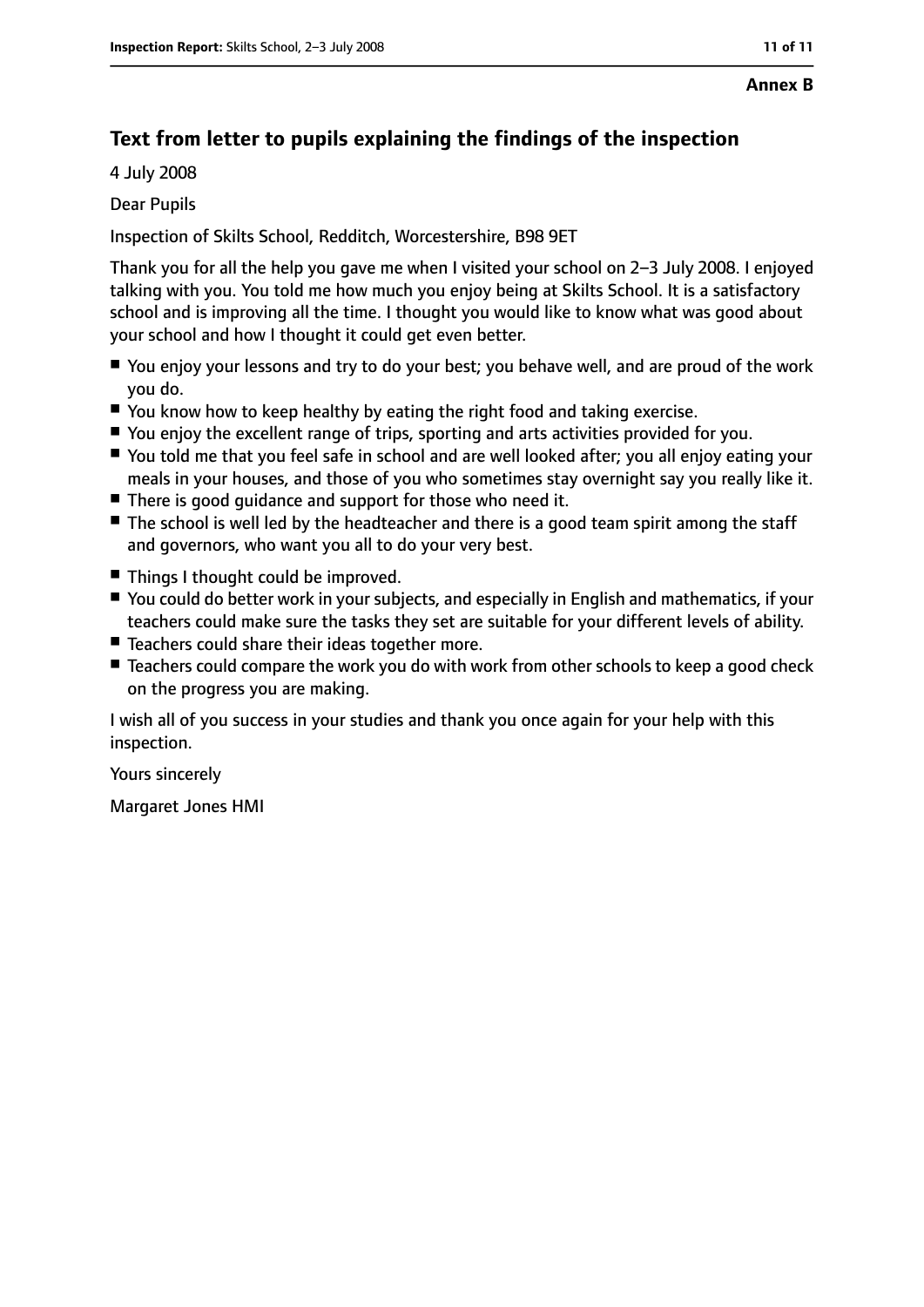**Annex B**

## Text from letter to pupils explaining the findings of the inspection

4 July 2008

Dear Pupils

Inspection of Skilts School, Redditch, Worcestershire, B98 9ET

Thank you for all the help you gave me when I visited your school on 2–3 July 2008. I enjoyed talking with you. You told me how much you enjoy being at Skilts School. It is a satisfactory school and is improving all the time. I thought you would like to know what was good about your school and how I thought it could get even better.

- You enjoy your lessons and try to do your best; you behave well, and are proud of the work you do.
- You know how to keep healthy by eating the right food and taking exercise.
- You enjoy the excellent range of trips, sporting and arts activities provided for you.
- You told me that you feel safe in school and are well looked after; you all enjoy eating your meals in your houses, and those of you who sometimes stay overnight say you really like it.
- There is good guidance and support for those who need it.
- The school is well led by the headteacher and there is a good team spirit among the staff and governors, who want you all to do your very best.

- Things I thought could be improved.
- You could do better work in your subjects, and especially in English and mathematics, if your teachers could make sure the tasks they set are suitable for your different levels of ability.
- Teachers could share their ideas together more.
- Teachers could compare the work you do with work from other schools to keep a good check on the progress you are making.

I wish all of you success in your studies and thank you once again for your help with this inspection.

Yours sincerely

Margaret Jones HMI